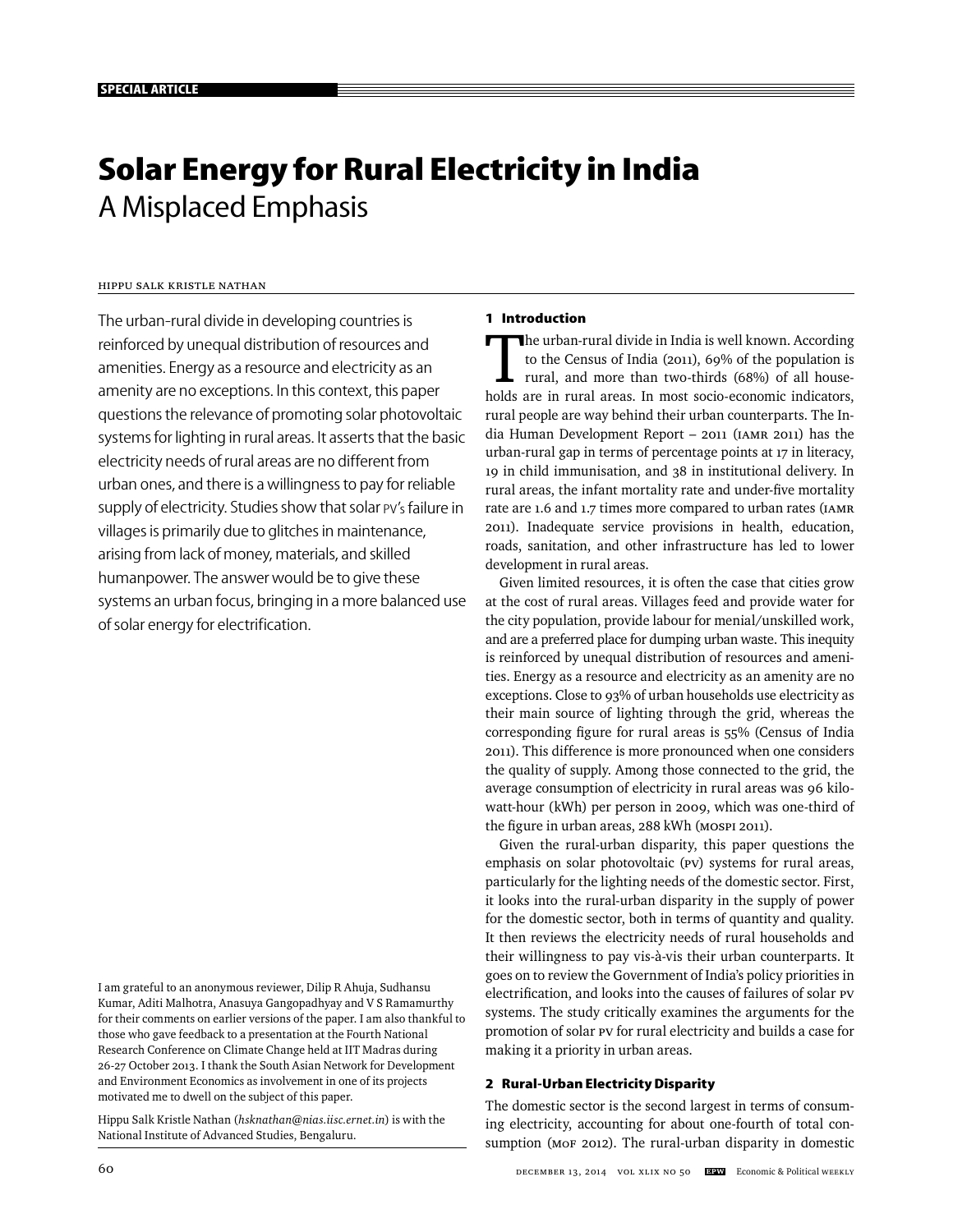SPECIAL ARTICLE

# Solar Energy for Rural Electricity in India

## A Misplaced Emphasis

HIPPU SALK KRISTLE NATHAN

The urban-rural divide in developing countries is reinforced by unequal distribution of resources and amenities. Energy as a resource and electricity as an amenity are no exceptions. In this context, this paper questions the relevance of promoting solar photovoltaic systems for lighting in rural areas. It asserts that the basic electricity needs of rural areas are no different from urban ones, and there is a willingness to pay for reliable supply of electricity. Studies show that solar PV's failure in villages is primarily due to glitches in maintenance, arising from lack of money, materials, and skilled humanpower. The answer would be to give these systems an urban focus, bringing in a more balanced use of solar energy for electrification.

I am grateful to an anonymous reviewer, Dilip R Ahuja, Sudhansu Kumar, Aditi Malhotra, Anasuya Gangopadhyay and V S Ramamurthy for their comments on earlier versions of the paper. I am also thankful to those who gave feedback to a presentation at the Fourth National Research Conference on Climate Change held at IIT Madras during 26-27 October 2013. I thank the South Asian Network for Development and Environment Economics as involvement in one of its projects motivated me to dwell on the subject of this paper.

Hippu Salk Kristle Nathan (*hsknathan@nias.iisc.ernet.in*) is with the National Institute of Advanced Studies, Bengaluru.

### 1 Introduction

The urban-rural divide in India is well known. According to the Census of India (2011), 69% of the population is rural, and more than two-thirds (68%) of all households are in rural areas. In most socio-economic indicators, rural people are way behind their urban counterparts. The India Human Development Report – 2011 (IAMR 2011) has the urban-rural gap in terms of percentage points at 17 in literacy, 19 in child immunisation, and 38 in institutional delivery. In rural areas, the infant mortality rate and under-five mortality rate are 1.6 and 1.7 times more compared to urban rates (IAMR 2011). Inadequate service provisions in health, education, roads, sanitation, and other infrastructure has led to lower development in rural areas.

Given limited resources, it is often the case that cities grow at the cost of rural areas. Villages feed and provide water for the city population, provide labour for menial/unskilled work, and are a preferred place for dumping urban waste. This inequity is reinforced by unequal distribution of resources and amenities. Energy as a resource and electricity as an amenity are no exceptions. Close to 93% of urban households use electricity as their main source of lighting through the grid, whereas the corresponding figure for rural areas is 55% (Census of India 2011). This difference is more pronounced when one considers the quality of supply. Among those connected to the grid, the average consumption of electricity in rural areas was 96 kilowatt-hour (kWh) per person in 2009, which was one-third of the figure in urban areas, 288 kWh (MOSPI 2011).

Given the rural-urban disparity, this paper questions the emphasis on solar photovoltaic (PV) systems for rural areas, particularly for the lighting needs of the domestic sector. First, it looks into the rural-urban disparity in the supply of power for the domestic sector, both in terms of quantity and quality. It then reviews the electricity needs of rural households and their willingness to pay vis-à-vis their urban counterparts. It goes on to review the Government of India's policy priorities in electrification, and looks into the causes of failures of solar PV systems. The study critically examines the arguments for the promotion of solar PV for rural electricity and builds a case for making it a priority in urban areas.

### 2 Rural-Urban Electricity Disparity

The domestic sector is the second largest in terms of consuming electricity, accounting for about one-fourth of total consumption (MOF 2012). The rural-urban disparity in domestic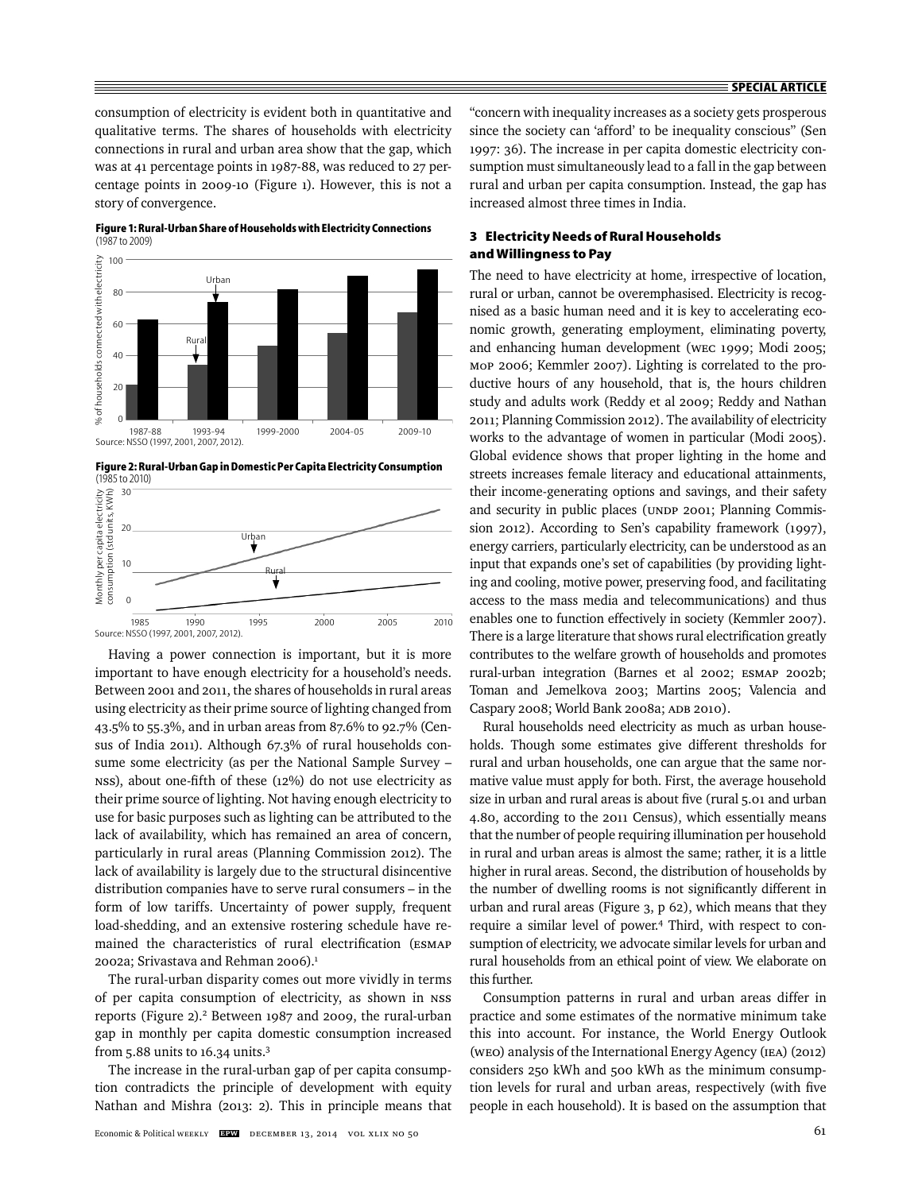consumption of electricity is evident both in quantitative and qualitative terms. The shares of households with electricity connections in rural and urban area show that the gap, which was at 41 percentage points in 1987-88, was reduced to 27 percentage points in 2009-10 (Figure 1). However, this is not a story of convergence.

**Figure 1: Rural-Urban Share of Households with Electricity Connections** (1987 to 2009)

Source: NSSO (1997, 2001, 2007, 2012).

**Figure 2: Rural-Urban Gap in Domestic Per Capita Electricity Consumption** (1985 to 2010)

Source: NSSO (1997, 2001, 2007, 2012).

Having a power connection is important, but it is more important to have enough electricity for a household's needs. Between 2001 and 2011, the shares of households in rural areas using electricity as their prime source of lighting changed from 43.5% to 55.3%, and in urban areas from 87.6% to 92.7% (Census of India 2011). Although 67.3% of rural households consume some electricity (as per the National Sample Survey – NSS), about one-fifth of these (12%) do not use electricity as their prime source of lighting. Not having enough electricity to use for basic purposes such as lighting can be attributed to the lack of availability, which has remained an area of concern, particularly in rural areas (Planning Commission 2012). The lack of availability is largely due to the structural disincentive distribution companies have to serve rural consumers – in the form of low tariffs. Uncertainty of power supply, frequent load-shedding, and an extensive rostering schedule have remained the characteristics of rural electrification (ESMAP 2002a; Srivastava and Rehman 2006).[1]

The rural-urban disparity comes out more vividly in terms of per capita consumption of electricity, as shown in NSS reports (Figure 2).[2] Between 1987 and 2009, the rural-urban gap in monthly per capita domestic consumption increased from 5.88 units to 16.34 units.[3]

The increase in the rural-urban gap of per capita consumption contradicts the principle of development with equity Nathan and Mishra (2013: 2). This in principle means that "concern with inequality increases as a society gets prosperous since the society can 'afford' to be inequality conscious" (Sen 1997: 36). The increase in per capita domestic electricity consumption must simultaneously lead to a fall in the gap between rural and urban per capita consumption. Instead, the gap has increased almost three times in India.

## 3 Electricity Needs of Rural Households and Willingness to Pay

The need to have electricity at home, irrespective of location, rural or urban, cannot be overemphasised. Electricity is recognised as a basic human need and it is key to accelerating economic growth, generating employment, eliminating poverty, and enhancing human development (WEC 1999; Modi 2005; MOP 2006; Kemmler 2007). Lighting is correlated to the productive hours of any household, that is, the hours children study and adults work (Reddy et al 2009; Reddy and Nathan 2011; Planning Commission 2012). The availability of electricity works to the advantage of women in particular (Modi 2005). Global evidence shows that proper lighting in the home and streets increases female literacy and educational attainments, their income-generating options and savings, and their safety and security in public places (UNDP 2001; Planning Commission 2012). According to Sen's capability framework (1997), energy carriers, particularly electricity, can be understood as an input that expands one's set of capabilities (by providing lighting and cooling, motive power, preserving food, and facilitating access to the mass media and telecommunications) and thus enables one to function effectively in society (Kemmler 2007). There is a large literature that shows rural electrification greatly contributes to the welfare growth of households and promotes rural-urban integration (Barnes et al 2002; ESMAP 2002b; Toman and Jemelkova 2003; Martins 2005; Valencia and Caspary 2008; World Bank 2008a; ADB 2010).

Rural households need electricity as much as urban households. Though some estimates give different thresholds for rural and urban households, one can argue that the same normative value must apply for both. First, the average household size in urban and rural areas is about five (rural 5.01 and urban 4.80, according to the 2011 Census), which essentially means that the number of people requiring illumination per household in rural and urban areas is almost the same; rather, it is a little higher in rural areas. Second, the distribution of households by the number of dwelling rooms is not significantly different in urban and rural areas (Figure 3, p 62), which means that they require a similar level of power.[4] Third, with respect to consumption of electricity, we advocate similar levels for urban and rural households from an ethical point of view. We elaborate on this further.

Consumption patterns in rural and urban areas differ in practice and some estimates of the normative minimum take this into account. For instance, the World Energy Outlook (WEO) analysis of the International Energy Agency (IEA) (2012) considers 250 kWh and 500 kWh as the minimum consumption levels for rural and urban areas, respectively (with five people in each household). It is based on the assumption that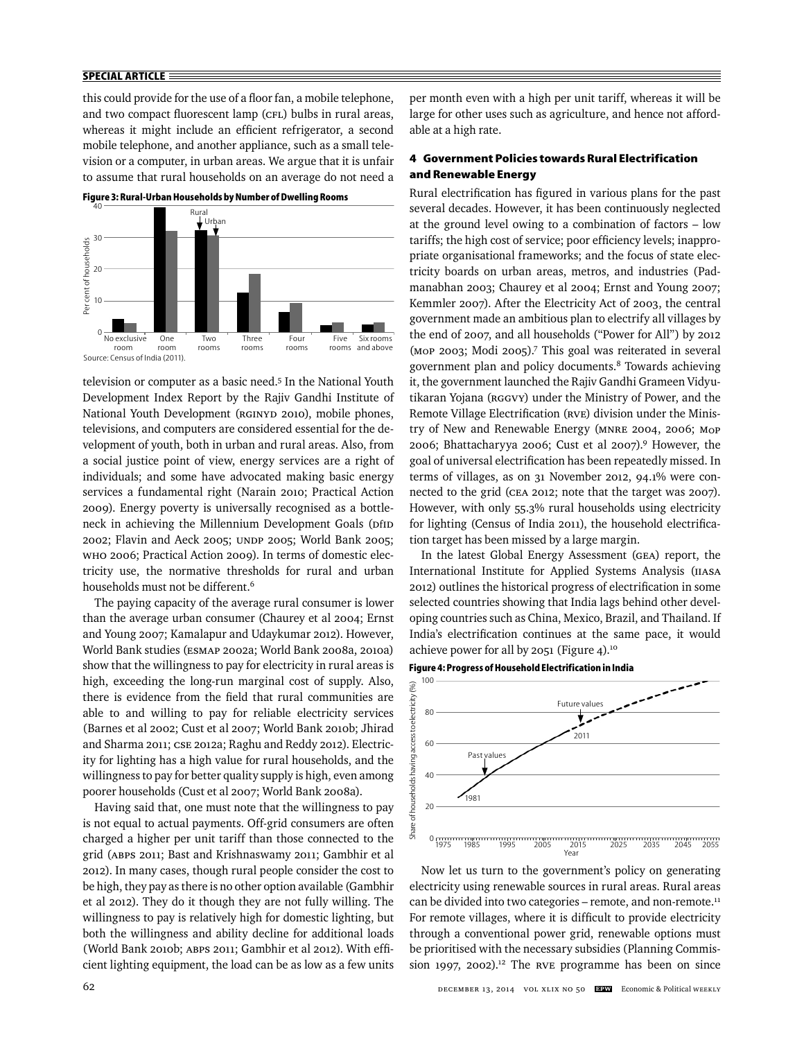this could provide for the use of a floor fan, a mobile telephone, and two compact fluorescent lamp (CFL) bulbs in rural areas, whereas it might include an efficient refrigerator, a second mobile telephone, and another appliance, such as a small television or a computer, in urban areas. We argue that it is unfair to assume that rural households on an average do not need a television or computer as a basic need.[5] In the National Youth Development Index Report by the Rajiv Gandhi Institute of National Youth Development (RGINYD 2010), mobile phones, televisions, and computers are considered essential for the development of youth, both in urban and rural areas. Also, from a social justice point of view, energy services are a right of individuals; and some have advocated making basic energy services a fundamental right (Narain 2010; Practical Action 2009). Energy poverty is universally recognised as a bottleneck in achieving the Millennium Development Goals (DfID 2002; Flavin and Aeck 2005; UNDP 2005; World Bank 2005; WHO 2006; Practical Action 2009). In terms of domestic electricity use, the normative thresholds for rural and urban households must not be different.[6]

**Figure 3: Rural-Urban Households by Number of Dwelling Rooms**

Source: Census of India (2011).

The paying capacity of the average rural consumer is lower than the average urban consumer (Chaurey et al 2004; Ernst and Young 2007; Kamalapur and Udaykumar 2012). However, World Bank studies (ESMAP 2002a; World Bank 2008a, 2010a) show that the willingness to pay for electricity in rural areas is high, exceeding the long-run marginal cost of supply. Also, there is evidence from the field that rural communities are able to and willing to pay for reliable electricity services (Barnes et al 2002; Cust et al 2007; World Bank 2010b; Jhirad and Sharma 2011; CSE 2012a; Raghu and Reddy 2012). Electricity for lighting has a high value for rural households, and the willingness to pay for better quality supply is high, even among poorer households (Cust et al 2007; World Bank 2008a).

Having said that, one must note that the willingness to pay is not equal to actual payments. Off-grid consumers are often charged a higher per unit tariff than those connected to the grid (ABPS 2011; Bast and Krishnaswamy 2011; Gambhir et al 2012). In many cases, though rural people consider the cost to be high, they pay as there is no other option available (Gambhir et al 2012). They do it though they are not fully willing. The willingness to pay is relatively high for domestic lighting, but both the willingness and ability decline for additional loads (World Bank 2010b; ABPS 2011; Gambhir et al 2012). With efficient lighting equipment, the load can be as low as a few units per month even with a high per unit tariff, whereas it will be large for other uses such as agriculture, and hence not affordable at a high rate.

## 4 Government Policies towards Rural Electrification and Renewable Energy

Rural electrification has figured in various plans for the past several decades. However, it has been continuously neglected at the ground level owing to a combination of factors – low tariffs; the high cost of service; poor efficiency levels; inappropriate organisational frameworks; and the focus of state electricity boards on urban areas, metros, and industries (Padmanabhan 2003; Chaurey et al 2004; Ernst and Young 2007; Kemmler 2007). After the Electricity Act of 2003, the central government made an ambitious plan to electrify all villages by the end of 2007, and all households ("Power for All") by 2012 (MoP 2003; Modi 2005).[7] This goal was reiterated in several government plan and policy documents.[8] Towards achieving it, the government launched the Rajiv Gandhi Grameen Vidyutikaran Yojana (RGGVY) under the Ministry of Power, and the Remote Village Electrification (RVE) division under the Ministry of New and Renewable Energy (MNRE 2004, 2006; MoP 2006; Bhattacharyya 2006; Cust et al 2007).[9] However, the goal of universal electrification has been repeatedly missed. In terms of villages, as on 31 November 2012, 94.1% were connected to the grid (CEA 2012; note that the target was 2007). However, with only 55.3% rural households using electricity for lighting (Census of India 2011), the household electrification target has been missed by a large margin.

In the latest Global Energy Assessment (GEA) report, the International Institute for Applied Systems Analysis (IIASA 2012) outlines the historical progress of electrification in some selected countries showing that India lags behind other developing countries such as China, Mexico, Brazil, and Thailand. If India's electrification continues at the same pace, it would achieve power for all by 2051 (Figure 4).[10]

**Figure 4: Progress of Household Electrification in India**

Now let us turn to the government's policy on generating electricity using renewable sources in rural areas. Rural areas can be divided into two categories – remote, and non-remote.[11] For remote villages, where it is difficult to provide electricity through a conventional power grid, renewable options must be prioritised with the necessary subsidies (Planning Commission 1997, 2002).[12] The RVE programme has been on since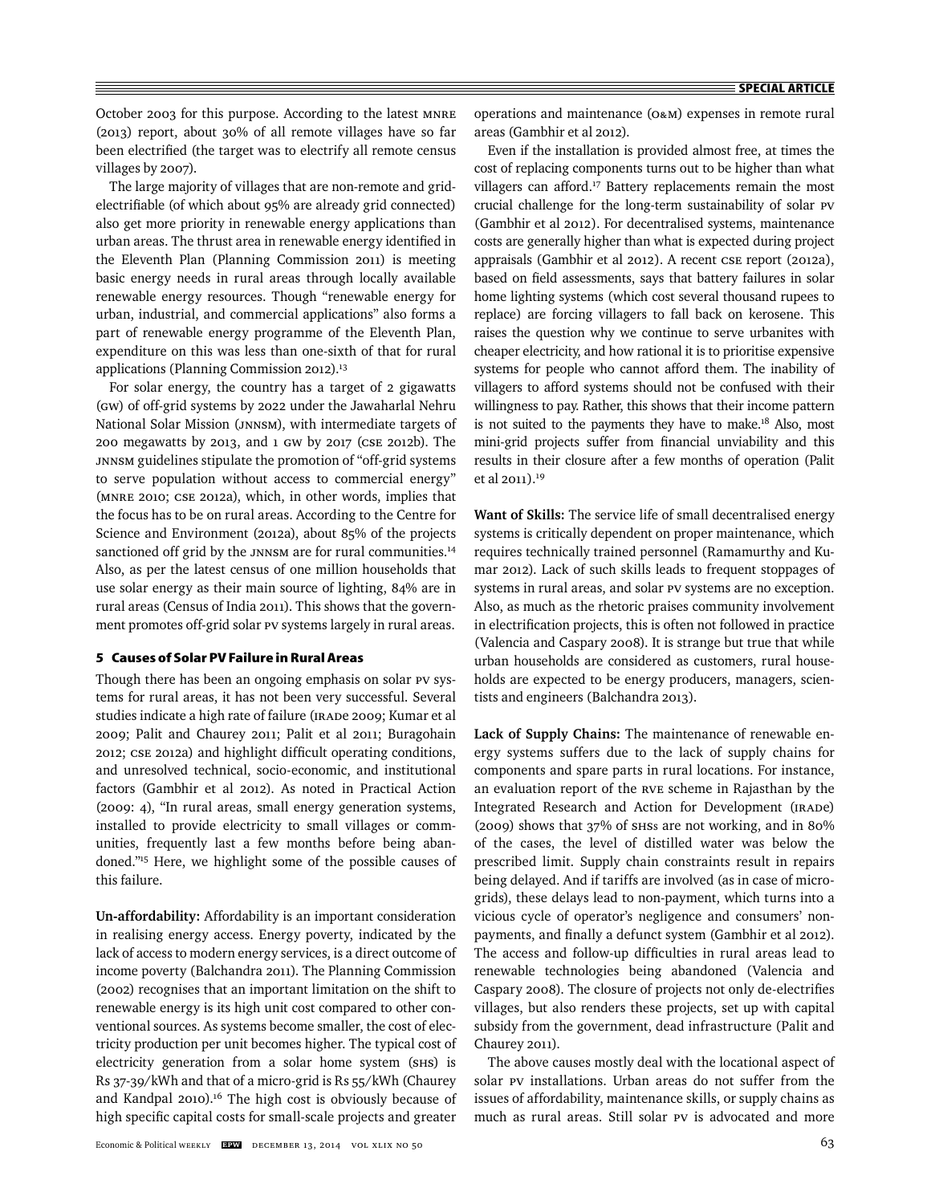October 2003 for this purpose. According to the latest MNRE (2013) report, about 30% of all remote villages have so far been electrified (the target was to electrify all remote census villages by 2007).

The large majority of villages that are non-remote and grid-electrifiable (of which about 95% are already grid connected) also get more priority in renewable energy applications than urban areas. The thrust area in renewable energy identified in the Eleventh Plan (Planning Commission 2011) is meeting basic energy needs in rural areas through locally available renewable energy resources. Though "renewable energy for urban, industrial, and commercial applications" also forms a part of renewable energy programme of the Eleventh Plan, expenditure on this was less than one-sixth of that for rural applications (Planning Commission 2012).[13]

For solar energy, the country has a target of 2 gigawatts (GW) of off-grid systems by 2022 under the Jawaharlal Nehru National Solar Mission (JNNSM), with intermediate targets of 200 megawatts by 2013, and 1 GW by 2017 (CSE 2012b). The JNNSM guidelines stipulate the promotion of "off-grid systems to serve population without access to commercial energy" (MNRE 2010; CSE 2012a), which, in other words, implies that the focus has to be on rural areas. According to the Centre for Science and Environment (2012a), about 85% of the projects sanctioned off grid by the JNNSM are for rural communities.[14] Also, as per the latest census of one million households that use solar energy as their main source of lighting, 84% are in rural areas (Census of India 2011). This shows that the government promotes off-grid solar PV systems largely in rural areas.

## 5 Causes of Solar PV Failure in Rural Areas

Though there has been an ongoing emphasis on solar PV systems for rural areas, it has not been very successful. Several studies indicate a high rate of failure (IRADe 2009; Kumar et al 2009; Palit and Chaurey 2011; Palit et al 2011; Buragohain 2012; CSE 2012a) and highlight difficult operating conditions, and unresolved technical, socio-economic, and institutional factors (Gambhir et al 2012). As noted in Practical Action (2009: 4), "In rural areas, small energy generation systems, installed to provide electricity to small villages or communities, frequently last a few months before being abandoned."[15] Here, we highlight some of the possible causes of this failure.

**Un-affordability:** Affordability is an important consideration in realising energy access. Energy poverty, indicated by the lack of access to modern energy services, is a direct outcome of income poverty (Balchandra 2011). The Planning Commission (2002) recognises that an important limitation on the shift to renewable energy is its high unit cost compared to other conventional sources. As systems become smaller, the cost of electricity production per unit becomes higher. The typical cost of electricity generation from a solar home system (SHS) is Rs 37-39/kWh and that of a micro-grid is Rs 55/kWh (Chaurey and Kandpal 2010).[16] The high cost is obviously because of high specific capital costs for small-scale projects and greater operations and maintenance (O&M) expenses in remote rural areas (Gambhir et al 2012).

Even if the installation is provided almost free, at times the cost of replacing components turns out to be higher than what villagers can afford.[17] Battery replacements remain the most crucial challenge for the long-term sustainability of solar PV (Gambhir et al 2012). For decentralised systems, maintenance costs are generally higher than what is expected during project appraisals (Gambhir et al 2012). A recent CSE report (2012a), based on field assessments, says that battery failures in solar home lighting systems (which cost several thousand rupees to replace) are forcing villagers to fall back on kerosene. This raises the question why we continue to serve urbanites with cheaper electricity, and how rational it is to prioritise expensive systems for people who cannot afford them. The inability of villagers to afford systems should not be confused with their willingness to pay. Rather, this shows that their income pattern is not suited to the payments they have to make.[18] Also, most mini-grid projects suffer from financial unviability and this results in their closure after a few months of operation (Palit et al 2011).[19]

**Want of Skills:** The service life of small decentralised energy systems is critically dependent on proper maintenance, which requires technically trained personnel (Ramamurthy and Kumar 2012). Lack of such skills leads to frequent stoppages of systems in rural areas, and solar PV systems are no exception. Also, as much as the rhetoric praises community involvement in electrification projects, this is often not followed in practice (Valencia and Caspary 2008). It is strange but true that while urban households are considered as customers, rural households are expected to be energy producers, managers, scientists and engineers (Balchandra 2013).

**Lack of Supply Chains:** The maintenance of renewable energy systems suffers due to the lack of supply chains for components and spare parts in rural locations. For instance, an evaluation report of the RVE scheme in Rajasthan by the Integrated Research and Action for Development (IRADe) (2009) shows that 37% of SHSs are not working, and in 80% of the cases, the level of distilled water was below the prescribed limit. Supply chain constraints result in repairs being delayed. And if tariffs are involved (as in case of micro-grids), these delays lead to non-payment, which turns into a vicious cycle of operator's negligence and consumers' non-payments, and finally a defunct system (Gambhir et al 2012). The access and follow-up difficulties in rural areas lead to renewable technologies being abandoned (Valencia and Caspary 2008). The closure of projects not only de-electrifies villages, but also renders these projects, set up with capital subsidy from the government, dead infrastructure (Palit and Chaurey 2011).

The above causes mostly deal with the locational aspect of solar PV installations. Urban areas do not suffer from the issues of affordability, maintenance skills, or supply chains as much as rural areas. Still solar PV is advocated and more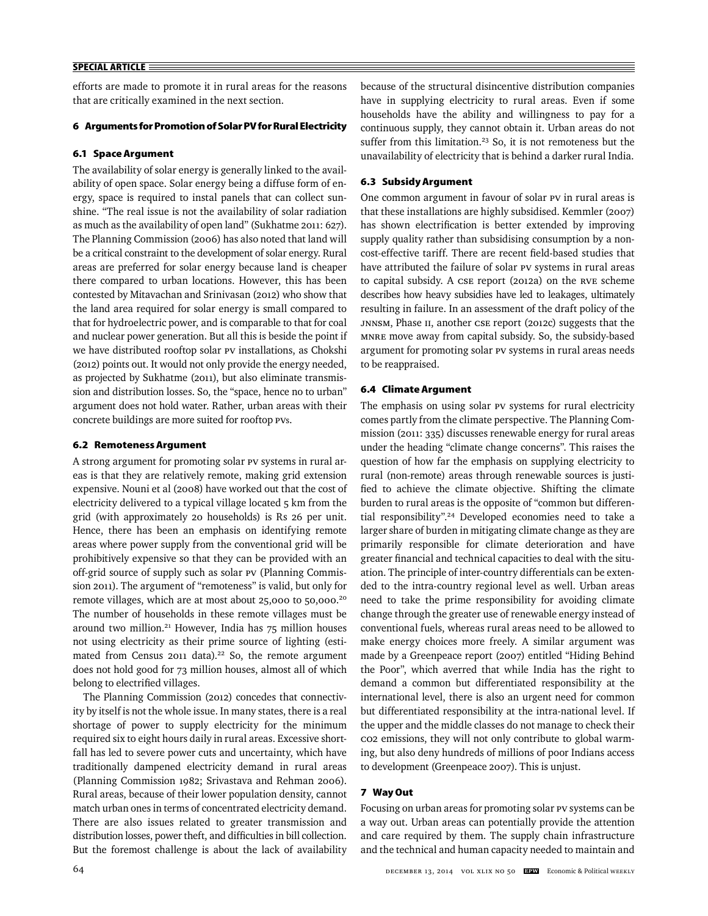efforts are made to promote it in rural areas for the reasons that are critically examined in the next section.

## 6 Arguments for Promotion of Solar PV for Rural Electricity

### 6.1 Space Argument

The availability of solar energy is generally linked to the availability of open space. Solar energy being a diffuse form of energy, space is required to instal panels that can collect sunshine. "The real issue is not the availability of solar radiation as much as the availability of open land" (Sukhatme 2011: 627). The Planning Commission (2006) has also noted that land will be a critical constraint to the development of solar energy. Rural areas are preferred for solar energy because land is cheaper there compared to urban locations. However, this has been contested by Mitavachan and Srinivasan (2012) who show that the land area required for solar energy is small compared to that for hydroelectric power, and is comparable to that for coal and nuclear power generation. But all this is beside the point if we have distributed rooftop solar PV installations, as Chokshi (2012) points out. It would not only provide the energy needed, as projected by Sukhatme (2011), but also eliminate transmission and distribution losses. So, the "space, hence no to urban" argument does not hold water. Rather, urban areas with their concrete buildings are more suited for rooftop PVs.

### 6.2 Remoteness Argument

A strong argument for promoting solar PV systems in rural areas is that they are relatively remote, making grid extension expensive. Nouni et al (2008) have worked out that the cost of electricity delivered to a typical village located 5 km from the grid (with approximately 20 households) is Rs 26 per unit. Hence, there has been an emphasis on identifying remote areas where power supply from the conventional grid will be prohibitively expensive so that they can be provided with an off-grid source of supply such as solar PV (Planning Commission 2011). The argument of "remoteness" is valid, but only for remote villages, which are at most about 25,000 to 50,000.[20] The number of households in these remote villages must be around two million.[21] However, India has 75 million houses not using electricity as their prime source of lighting (estimated from Census 2011 data).[22] So, the remote argument does not hold good for 73 million houses, almost all of which belong to electrified villages.

The Planning Commission (2012) concedes that connectivity by itself is not the whole issue. In many states, there is a real shortage of power to supply electricity for the minimum required six to eight hours daily in rural areas. Excessive shortfall has led to severe power cuts and uncertainty, which have traditionally dampened electricity demand in rural areas (Planning Commission 1982; Srivastava and Rehman 2006). Rural areas, because of their lower population density, cannot match urban ones in terms of concentrated electricity demand. There are also issues related to greater transmission and distribution losses, power theft, and difficulties in bill collection. But the foremost challenge is about the lack of availability because of the structural disincentive distribution companies have in supplying electricity to rural areas. Even if some households have the ability and willingness to pay for a continuous supply, they cannot obtain it. Urban areas do not suffer from this limitation.[23] So, it is not remoteness but the unavailability of electricity that is behind a darker rural India.

### 6.3 Subsidy Argument

One common argument in favour of solar PV in rural areas is that these installations are highly subsidised. Kemmler (2007) has shown electrification is better extended by improving supply quality rather than subsidising consumption by a non-cost-effective tariff. There are recent field-based studies that have attributed the failure of solar PV systems in rural areas to capital subsidy. A CSE report (2012a) on the RVE scheme describes how heavy subsidies have led to leakages, ultimately resulting in failure. In an assessment of the draft policy of the JNNSM, Phase II, another CSE report (2012c) suggests that the MNRE move away from capital subsidy. So, the subsidy-based argument for promoting solar PV systems in rural areas needs to be reappraised.

### 6.4 Climate Argument

The emphasis on using solar PV systems for rural electricity comes partly from the climate perspective. The Planning Commission (2011: 335) discusses renewable energy for rural areas under the heading "climate change concerns". This raises the question of how far the emphasis on supplying electricity to rural (non-remote) areas through renewable sources is justified to achieve the climate objective. Shifting the climate burden to rural areas is the opposite of "common but differential responsibility".[24] Developed economies need to take a larger share of burden in mitigating climate change as they are primarily responsible for climate deterioration and have greater financial and technical capacities to deal with the situation. The principle of inter-country differentials can be extended to the intra-country regional level as well. Urban areas need to take the prime responsibility for avoiding climate change through the greater use of renewable energy instead of conventional fuels, whereas rural areas need to be allowed to make energy choices more freely. A similar argument was made by a Greenpeace report (2007) entitled "Hiding Behind the Poor", which averred that while India has the right to demand a common but differentiated responsibility at the international level, there is also an urgent need for common but differentiated responsibility at the intra-national level. If the upper and the middle classes do not manage to check their $CO_2$ emissions, they will not only contribute to global warming, but also deny hundreds of millions of poor Indians access to development (Greenpeace 2007). This is unjust.

## 7 Way Out

Focusing on urban areas for promoting solar PV systems can be a way out. Urban areas can potentially provide the attention and care required by them. The supply chain infrastructure and the technical and human capacity needed to maintain and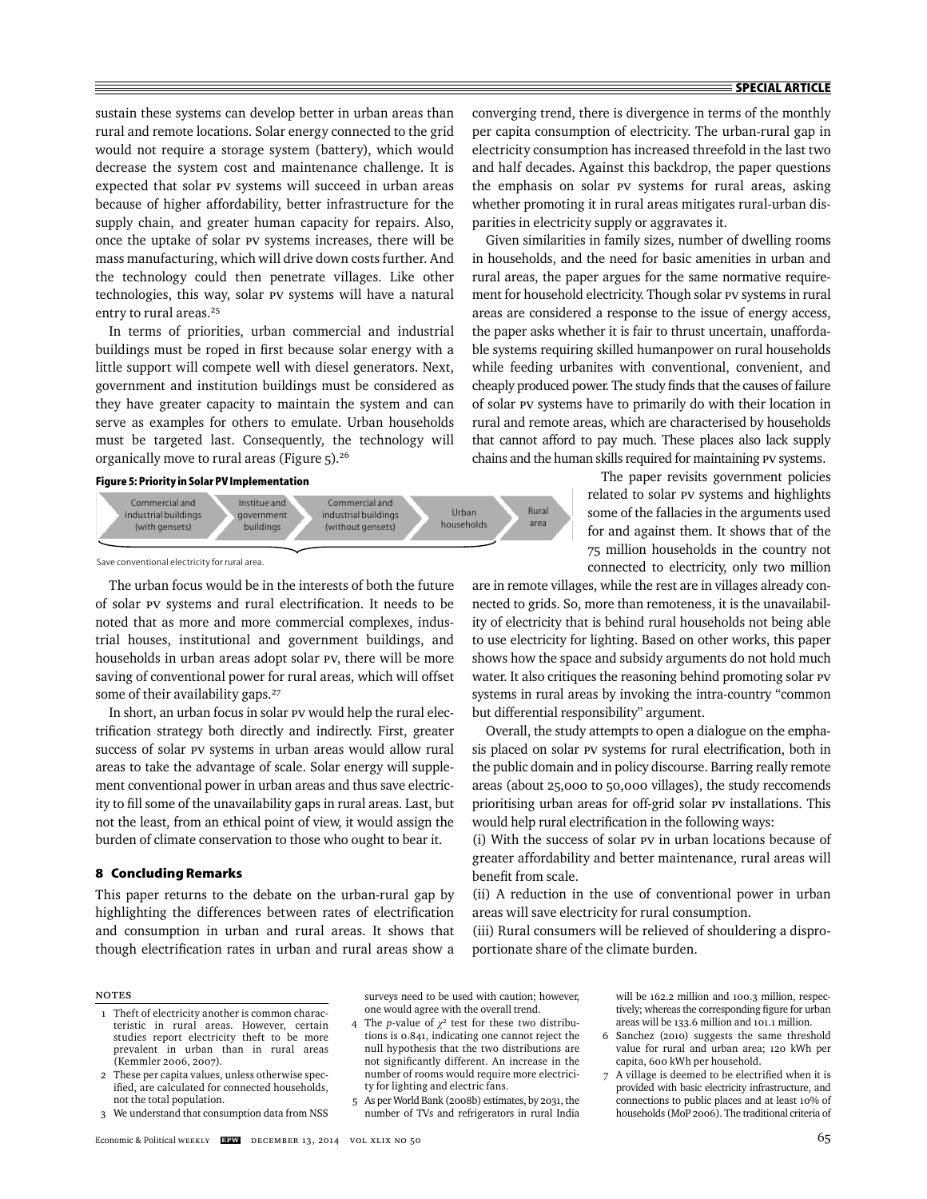sustain these systems can develop better in urban areas than rural and remote locations. Solar energy connected to the grid would not require a storage system (battery), which would decrease the system cost and maintenance challenge. It is expected that solar PV systems will succeed in urban areas because of higher affordability, better infrastructure for the supply chain, and greater human capacity for repairs. Also, once the uptake of solar PV systems increases, there will be mass manufacturing, which will drive down costs further. And the technology could then penetrate villages. Like other technologies, this way, solar PV systems will have a natural entry to rural areas.[25]

In terms of priorities, urban commercial and industrial buildings must be roped in first because solar energy with a little support will compete well with diesel generators. Next, government and institution buildings must be considered as they have greater capacity to maintain the system and can serve as examples for others to emulate. Urban households must be targeted last. Consequently, the technology will organically move to rural areas (Figure 5).[26]

**Figure 5: Priority in Solar PV Implementation**

Commercial and industrial buildings (with gensets) → Institue and government buildings → Commercial and industrial buildings (without gensets) → Urban households → Rural area

Save conventional electricity for rural area.

The urban focus would be in the interests of both the future of solar PV systems and rural electrification. It needs to be noted that as more and more commercial complexes, industrial houses, institutional and government buildings, and households in urban areas adopt solar PV, there will be more saving of conventional power for rural areas, which will offset some of their availability gaps.[27]

In short, an urban focus in solar PV would help the rural electrification strategy both directly and indirectly. First, greater success of solar PV systems in urban areas would allow rural areas to take the advantage of scale. Solar energy will supplement conventional power in urban areas and thus save electricity to fill some of the unavailability gaps in rural areas. Last, but not the least, from an ethical point of view, it would assign the burden of climate conservation to those who ought to bear it.

## 8 Concluding Remarks

This paper returns to the debate on the urban-rural gap by highlighting the differences between rates of electrification and consumption in urban and rural areas. It shows that though electrification rates in urban and rural areas show a converging trend, there is divergence in terms of the monthly per capita consumption of electricity. The urban-rural gap in electricity consumption has increased threefold in the last two and half decades. Against this backdrop, the paper questions the emphasis on solar PV systems for rural areas, asking whether promoting it in rural areas mitigates rural-urban disparities in electricity supply or aggravates it.

Given similarities in family sizes, number of dwelling rooms in households, and the need for basic amenities in urban and rural areas, the paper argues for the same normative requirement for household electricity. Though solar PV systems in rural areas are considered a response to the issue of energy access, the paper asks whether it is fair to thrust uncertain, unaffordable systems requiring skilled humanpower on rural households while feeding urbanites with conventional, convenient, and cheaply produced power. The study finds that the causes of failure of solar PV systems have to primarily do with their location in rural and remote areas, which are characterised by households that cannot afford to pay much. These places also lack supply chains and the human skills required for maintaining PV systems.

The paper revisits government policies related to solar PV systems and highlights some of the fallacies in the arguments used for and against them. It shows that of the 75 million households in the country not connected to electricity, only two million are in remote villages, while the rest are in villages already connected to grids. So, more than remoteness, it is the unavailability of electricity that is behind rural households not being able to use electricity for lighting. Based on other works, this paper shows how the space and subsidy arguments do not hold much water. It also critiques the reasoning behind promoting solar PV systems in rural areas by invoking the intra-country "common but differential responsibility" argument.

Overall, the study attempts to open a dialogue on the emphasis placed on solar PV systems for rural electrification, both in the public domain and in policy discourse. Barring really remote areas (about 25,000 to 50,000 villages), the study reccomends prioritising urban areas for off-grid solar PV installations. This would help rural electrification in the following ways:

(i) With the success of solar PV in urban locations because of greater affordability and better maintenance, rural areas will benefit from scale.

(ii) A reduction in the use of conventional power in urban areas will save electricity for rural consumption.

(iii) Rural consumers will be relieved of shouldering a disproportionate share of the climate burden.

### Notes

1 Theft of electricity another is common characteristic in rural areas. However, certain studies report electricity theft to be more prevalent in urban than in rural areas (Kemmler 2006, 2007).

2 These per capita values, unless otherwise specified, are calculated for connected households, not the total population.

3 We understand that consumption data from NSS surveys need to be used with caution; however, one would agree with the overall trend.

4 The *p*-value of $\chi^2$ test for these two distributions is 0.841, indicating one cannot reject the null hypothesis that the two distributions are not significantly different. An increase in the number of rooms would require more electricity for lighting and electric fans.

5 As per World Bank (2008b) estimates, by 2031, the number of TVs and refrigerators in rural India will be 162.2 million and 100.3 million, respectively; whereas the corresponding figure for urban areas will be 133.6 million and 101.1 million.

6 Sanchez (2010) suggests the same threshold value for rural and urban area; 120 kWh per capita, 600 kWh per household.

7 A village is deemed to be electrified when it is provided with basic electricity infrastructure, and connections to public places and at least 10% of households (MoP 2006). The traditional criteria of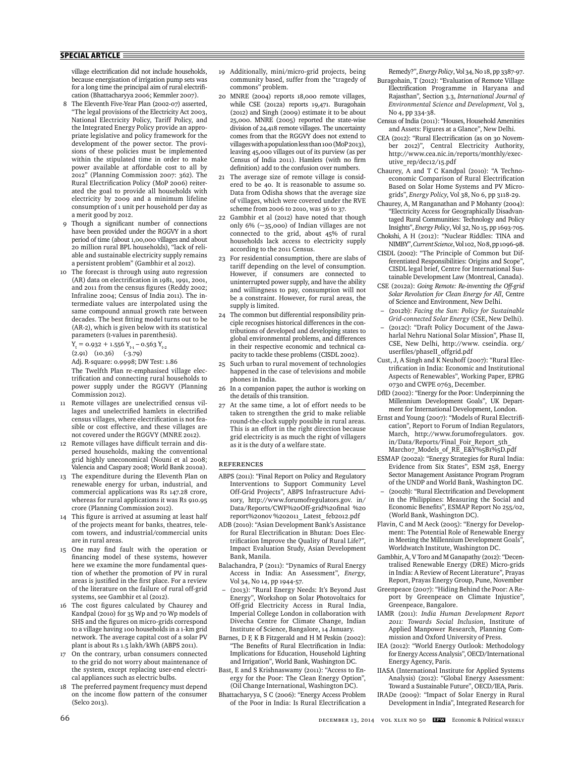village electrification did not include households, because energisation of irrigation pump sets was for a long time the principal aim of rural electrification (Bhattacharyya 2006; Kemmler 2007).

8 The Eleventh Five-Year Plan (2002-07) asserted, "The legal provisions of the Electricity Act 2003, National Electricity Policy, Tariff Policy, and the Integrated Energy Policy provide an appropriate legislative and policy framework for the development of the power sector. The provisions of these policies must be implemented within the stipulated time in order to make power available at affordable cost to all by 2012" (Planning Commission 2007: 362). The Rural Electrification Policy (MoP 2006) reiterated the goal to provide all households with electricity by 2009 and a minimum lifeline consumption of 1 unit per household per day as a merit good by 2012.

9 Though a significant number of connections have been provided under the RGGVY in a short period of time (about 1,00,000 villages and about 20 million rural BPL households), "lack of reliable and sustainable electricity supply remains a persistent problem" (Gambhir et al 2012).

10 The forecast is through using auto regression (AR) data on electrification in 1981, 1991, 2001, and 2011 from the census figures (Reddy 2002; Infraline 2004; Census of India 2011). The intermediate values are interpolated using the same compound annual growth rate between decades. The best fitting model turns out to be (AR-2), which is given below with its statistical parameters (t-values in parenthesis).

$Y_t = 0.932 + 1.556\ Y_{t-1} - 0.563\ Y_{t-2}$

(2.91) (10.36) (-3.79)

Adj. R-square: 0.9998; DW Test: 1.86

The Twelfth Plan re-emphasised village electrification and connecting rural households to power supply under the RGGVY (Planning Commission 2012).

11 Remote villages are unelectrified census villages and unelectrified hamlets in electrified census villages, where electrification is not feasible or cost effective, and these villages are not covered under the RGGVY (MNRE 2012).

12 Remote villages have difficult terrain and dispersed households, making the conventional grid highly uneconomical (Nouni et al 2008; Valencia and Caspary 2008; World Bank 2010a).

13 The expenditure during the Eleventh Plan on renewable energy for urban, industrial, and commercial applications was Rs 147.28 crore, whereas for rural applications it was Rs 910.95 crore (Planning Commission 2012).

14 This figure is arrived at assuming at least half of the projects meant for banks, theatres, telecom towers, and industrial/commercial units are in rural areas.

15 One may find fault with the operation or financing model of these systems, however here we examine the more fundamental question of whether the promotion of PV in rural areas is justified in the first place. For a review of the literature on the failure of rural off-grid systems, see Gambhir et al (2012).

16 The cost figures calculated by Chaurey and Kandpal (2010) for 35 Wp and 70 Wp models of SHS and the figures on micro-grids correspond to a village having 100 households in a 1-km grid network. The average capital cost of a solar PV plant is about Rs 1.5 lakh/kWh (ABPS 2011).

17 On the contrary, urban consumers connected to the grid do not worry about maintenance of the system, except replacing user-end electrical appliances such as electric bulbs.

18 The preferred payment frequency must depend on the income flow pattern of the consumer (Selco 2013).

19 Additionally, mini/micro-grid projects, being community based, suffer from the "tragedy of commons" problem.

20 MNRE (2004) reports 18,000 remote villages, while CSE (2012a) reports 19,471. Buragohain (2012) and Singh (2009) estimate it to be about 25,000. MNRE (2005) reported the state-wise division of 24,418 remote villages. The uncertainty comes from that the RGGVY does not extend to villages with a population less than 100 (MoP 2013), leaving 45,000 villages out of its purview (as per Census of India 2011). Hamlets (with no firm definition) add to the confusion over numbers.

21 The average size of remote village is considered to be 40. It is reasonable to assume so. Data from Odisha shows that the average size of villages, which were covered under the RVE scheme from 2006 to 2010, was 36 to 37.

22 Gambhir et al (2012) have noted that though only 6% (~35,000) of Indian villages are not connected to the grid, about 45% of rural households lack access to electricity supply according to the 2011 Census.

23 For residential consumption, there are slabs of tariff depending on the level of consumption. However, if consumers are connected to uninterrupted power supply, and have the ability and willingness to pay, consumption will not be a constraint. However, for rural areas, the supply is limited.

24 The common but differential responsibility principle recognises historical differences in the contributions of developed and developing states to global environmental problems, and differences in their respective economic and technical capacity to tackle these problems (CISDL 2002).

25 Such urban to rural movement of technologies happened in the case of televisions and mobile phones in India.

26 In a companion paper, the author is working on the details of this transition.

27 At the same time, a lot of effort needs to be taken to strengthen the grid to make reliable round-the-clock supply possible in rural areas. This is an effort in the right direction because grid electricity is as much the right of villagers as it is the duty of a welfare state.

## References

ABPS (2011): "Final Report on Policy and Regulatory Interventions to Support Community Level Off-Grid Projects", ABPS Infrastructure Advisory, http://www.forumofregulators.gov.in/Data/Reports/CWF%20Off-grid%20final %20 report%20nov %202011_ Latest_ feb2012.pdf

ADB (2010): "Asian Development Bank's Assistance for Rural Electrification in Bhutan: Does Electrification Improve the Quality of Rural Life?", Impact Evaluation Study, Asian Development Bank, Manila.

Balachandra, P (2011): "Dynamics of Rural Energy Access in India: An Assessment", *Energy*, Vol 34, No 14, pp 1944-57.

– (2013): "Rural Energy Needs: It's Beyond Just Energy", Workshop on Solar Photovoltaics for Off-grid Electricity Access in Rural India, Imperial College London in collaboration with Divecha Centre for Climate Change, Indian Institute of Science, Bangalore, 14 January.

Barnes, D F, K B Fitzgerald and H M Peskin (2002): "The Benefits of Rural Electrification in India: Implications for Education, Household Lighting and Irrigation", World Bank, Washington DC.

Bast, E and S Krishnaswamy (2011): "Access to Energy for the Poor: The Clean Energy Option", (Oil Change International, Washington DC).

Bhattacharyya, S C (2006): "Energy Access Problem of the Poor in India: Is Rural Electrification a Remedy?", *Energy Policy*, Vol 34, No 18, pp 3387-97.

Buragohain, T (2012): "Evaluation of Remote Village Electrification Programme in Haryana and Rajasthan", Section 3.3, *International Journal of Environmental Science and Development*, Vol 3, No 4, pp 334-38.

Census of India (2011): "Houses, Household Amenities and Assets: Figures at a Glance", New Delhi.

CEA (2012): "Rural Electrification (as on 30 November 2012)", Central Electricity Authority, http://www.cea.nic.in/reports/monthly/executive_rep/dec12/15.pdf

Chaurey, A and T C Kandpal (2010): "A Techno-economic Comparison of Rural Electrification Based on Solar Home Systems and PV Micro-grids", *Energy Policy*, Vol 38, No 6, pp 3118-29.

Chaurey, A, M Ranganathan and P Mohanty (2004): "Electricity Access for Geographically Disadvantaged Rural Communities: Technology and Policy Insights", *Energy Policy*, Vol 32, No 15, pp 1693-705.

Chokshi, A H (2012): "Nuclear Riddles: TINA and NIMBY", *Current Science*, Vol 102, No 8, pp 1096-98.

CISDL (2002): "The Principle of Common but Differentiated Responsibilities: Origins and Scope", CISDL legal brief, Centre for International Sustainable Development Law (Montreal, Canada).

CSE (2012a): *Going Remote: Re-inventing the Off-grid Solar Revolution for Clean Energy for All*, Centre of Science and Environment, New Delhi.

– (2012b): *Facing the Sun: Policy for Sustainable Grid-connected Solar Energy* (CSE, New Delhi).

– (2012c): "Draft Policy Document of the Jawaharlal Nehru National Solar Mission", Phase II, CSE, New Delhi, http://www. cseindia. org/userfiles/phaseII_offgrid.pdf

Cust, J, A Singh and K Neuhoff (2007): "Rural Electrification in India: Economic and Institutional Aspects of Renewables", Working Paper, EPRG 0730 and CWPE 0763, December.

DfID (2002): "Energy for the Poor: Underpinning the Millennium Development Goals", UK Department for International Development, London.

Ernst and Young (2007): "Models of Rural Electrification", Report to Forum of Indian Regulators, March, http://www.forumofregulators. gov.in/Data/Reports/Final_Foir_Report_5th_March07_Models_of_RE_E&Y%5B1%5D.pdf

ESMAP (2002a): "Energy Strategies for Rural India: Evidence from Six States", ESM 258, Energy Sector Management Assistance Program Program of the UNDP and World Bank, Washington DC.

– (2002b): "Rural Electrification and Development in the Philippines: Measuring the Social and Economic Benefits", ESMAP Report No 255/02, (World Bank, Washington DC).

Flavin, C and M Aeck (2005): "Energy for Development: The Potential Role of Renewable Energy in Meeting the Millennium Development Goals", Worldwatch Institute, Washington DC.

Gambhir, A, V Toro and M Ganapathy (2012): "Decentralised Renewable Energy (DRE) Micro-grids in India: A Review of Recent Literature", Prayas Report, Prayas Energy Group, Pune, November

Greenpeace (2007): "Hiding Behind the Poor: A Report by Greenpeace on Climate Injustice", Greenpeace, Bangalore.

IAMR (2011): *India Human Development Report 2011: Towards Social Inclusion*, Institute of Applied Manpower Research, Planning Commission and Oxford University of Press.

IEA (2012): "World Energy Outlook: Methodology for Energy Access Analysis", OECD/International Energy Agency, Paris.

IIASA (International Institute for Applied Systems Analysis) (2012): "Global Energy Assessment: Toward a Sustainable Future", OECD/IEA, Paris.

IRADe (2009): "Impact of Solar Energy in Rural Development in India", Integrated Research for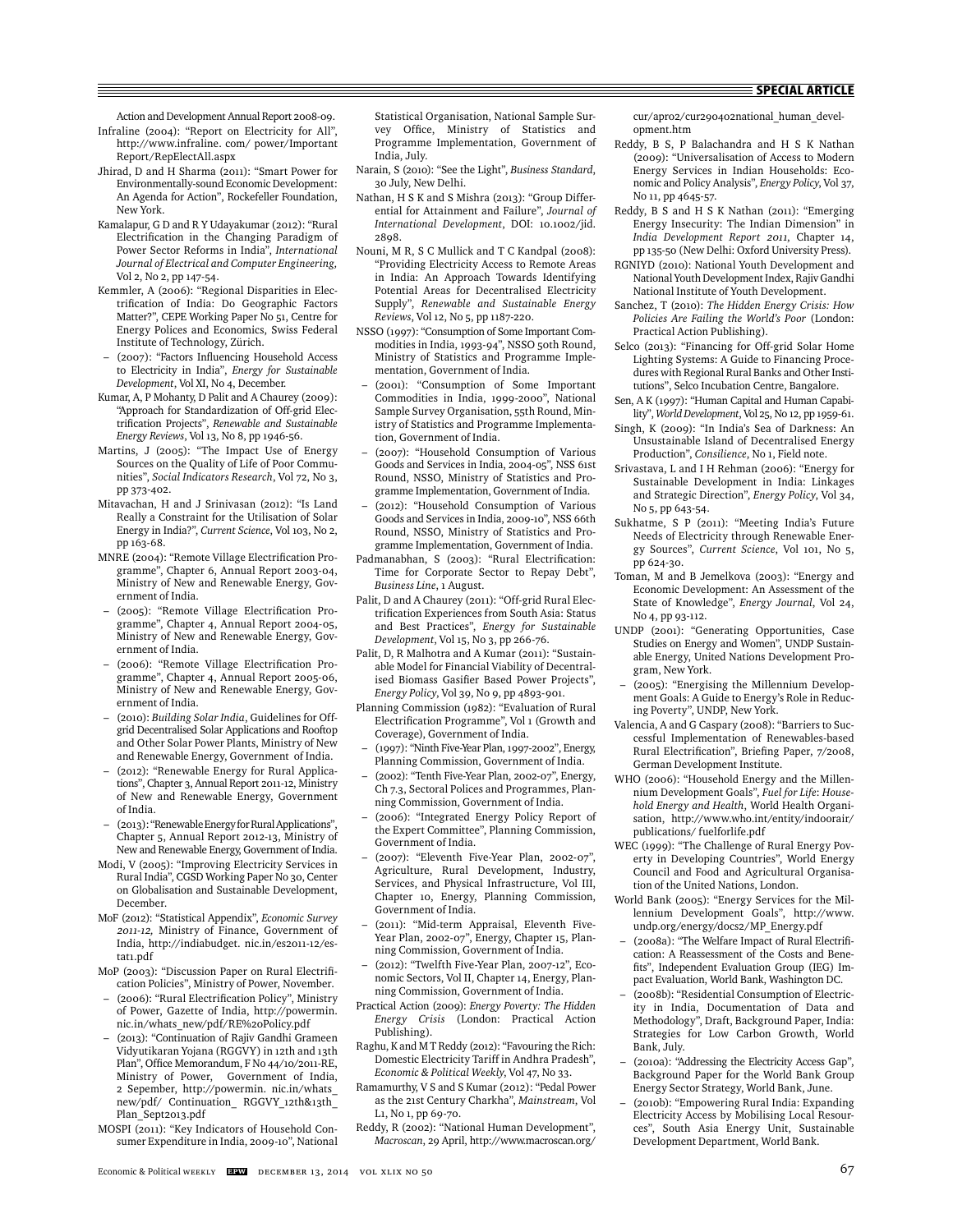Action and Development Annual Report 2008-09.

Infraline (2004): "Report on Electricity for All", http://www.infraline. com/ power/Important Report/RepElectAll.aspx

Jhirad, D and H Sharma (2011): "Smart Power for Environmentally-sound Economic Development: An Agenda for Action", Rockefeller Foundation, New York.

Kamalapur, G D and R Y Udayakumar (2012): "Rural Electrification in the Changing Paradigm of Power Sector Reforms in India", *International Journal of Electrical and Computer Engineering*, Vol 2, No 2, pp 147-54.

Kemmler, A (2006): "Regional Disparities in Electrification of India: Do Geographic Factors Matter?", CEPE Working Paper No 51, Centre for Energy Polices and Economics, Swiss Federal Institute of Technology, Zürich.

– (2007): "Factors Influencing Household Access to Electricity in India", *Energy for Sustainable Development*, Vol XI, No 4, December.

Kumar, A, P Mohanty, D Palit and A Chaurey (2009): "Approach for Standardization of Off-grid Electrification Projects", *Renewable and Sustainable Energy Reviews*, Vol 13, No 8, pp 1946-56.

Martins, J (2005): "The Impact Use of Energy Sources on the Quality of Life of Poor Communities", *Social Indicators Research*, Vol 72, No 3, pp 373-402.

Mitavachan, H and J Srinivasan (2012): "Is Land Really a Constraint for the Utilisation of Solar Energy in India?", *Current Science*, Vol 103, No 2, pp 163-68.

MNRE (2004): "Remote Village Electrification Programme", Chapter 6, Annual Report 2003-04, Ministry of New and Renewable Energy, Government of India.

– (2005): "Remote Village Electrification Programme", Chapter 4, Annual Report 2004-05, Ministry of New and Renewable Energy, Government of India.

– (2006): "Remote Village Electrification Programme", Chapter 4, Annual Report 2005-06, Ministry of New and Renewable Energy, Government of India.

– (2010): *Building Solar India*, Guidelines for Off-grid Decentralised Solar Applications and Rooftop and Other Solar Power Plants, Ministry of New and Renewable Energy, Government of India.

– (2012): "Renewable Energy for Rural Applications", Chapter 3, Annual Report 2011-12, Ministry of New and Renewable Energy, Government of India.

– (2013): "Renewable Energy for Rural Applications", Chapter 5, Annual Report 2012-13, Ministry of New and Renewable Energy, Government of India.

Modi, V (2005): "Improving Electricity Services in Rural India", CGSD Working Paper No 30, Center on Globalisation and Sustainable Development, December.

MoF (2012): "Statistical Appendix", *Economic Survey 2011-12,* Ministry of Finance, Government of India, http://indiabudget. nic.in/es2011-12/estat1.pdf

MoP (2003): "Discussion Paper on Rural Electrification Policies", Ministry of Power, November.

– (2006): "Rural Electrification Policy", Ministry of Power, Gazette of India, http://powermin. nic.in/whats_new/pdf/RE%20Policy.pdf

– (2013): "Continuation of Rajiv Gandhi Grameen Vidyutikaran Yojana (RGGVY) in 12th and 13th Plan", Office Memorandum, F No 44/10/2011-RE, Ministry of Power, Government of India, 2 Sepember, http://powermin. nic.in/whats_ new/pdf/ Continuation_ RGGVY_12th&13th_ Plan_Sept2013.pdf

MOSPI (2011): "Key Indicators of Household Consumer Expenditure in India, 2009-10", National Statistical Organisation, National Sample Survey Office, Ministry of Statistics and Programme Implementation, Government of India, July.

Narain, S (2010): "See the Light", *Business Standard*, 30 July, New Delhi.

Nathan, H S K and S Mishra (2013): "Group Differential for Attainment and Failure", *Journal of International Development*, DOI: 10.1002/jid. 2898.

Nouni, M R, S C Mullick and T C Kandpal (2008): "Providing Electricity Access to Remote Areas in India: An Approach Towards Identifying Potential Areas for Decentralised Electricity Supply", *Renewable and Sustainable Energy Reviews*, Vol 12, No 5, pp 1187-220.

NSSO (1997): "Consumption of Some Important Commodities in India, 1993-94", NSSO 50th Round, Ministry of Statistics and Programme Implementation, Government of India.

– (2001): "Consumption of Some Important Commodities in India, 1999-2000", National Sample Survey Organisation, 55th Round, Ministry of Statistics and Programme Implementation, Government of India.

– (2007): "Household Consumption of Various Goods and Services in India, 2004-05", NSS 61st Round, NSSO, Ministry of Statistics and Programme Implementation, Government of India.

– (2012): "Household Consumption of Various Goods and Services in India, 2009-10", NSS 66th Round, NSSO, Ministry of Statistics and Programme Implementation, Government of India.

Padmanabhan, S (2003): "Rural Electrification: Time for Corporate Sector to Repay Debt", *Business Line*, 1 August.

Palit, D and A Chaurey (2011): "Off-grid Rural Electrification Experiences from South Asia: Status and Best Practices", *Energy for Sustainable Development*, Vol 15, No 3, pp 266-76.

Palit, D, R Malhotra and A Kumar (2011): "Sustainable Model for Financial Viability of Decentralised Biomass Gasifier Based Power Projects", *Energy Policy*, Vol 39, No 9, pp 4893-901.

Planning Commission (1982): "Evaluation of Rural Electrification Programme", Vol 1 (Growth and Coverage), Government of India.

– (1997): "Ninth Five-Year Plan, 1997-2002", Energy, Planning Commission, Government of India.

– (2002): "Tenth Five-Year Plan, 2002-07", Energy, Ch 7.3, Sectoral Polices and Programmes, Planning Commission, Government of India.

– (2006): "Integrated Energy Policy Report of the Expert Committee", Planning Commission, Government of India.

– (2007): "Eleventh Five-Year Plan, 2002-07", Agriculture, Rural Development, Industry, Services, and Physical Infrastructure, Vol III, Chapter 10, Energy, Planning Commission, Government of India.

– (2011): "Mid-term Appraisal, Eleventh Five-Year Plan, 2002-07", Energy, Chapter 15, Planning Commission, Government of India.

– (2012): "Twelfth Five-Year Plan, 2007-12", Economic Sectors, Vol II, Chapter 14, Energy, Planning Commission, Government of India.

Practical Action (2009): *Energy Poverty: The Hidden Energy Crisis* (London: Practical Action Publishing).

Raghu, K and M T Reddy (2012): "Favouring the Rich: Domestic Electricity Tariff in Andhra Pradesh", *Economic & Political Weekly*, Vol 47, No 33.

Ramamurthy, V S and S Kumar (2012): "Pedal Power as the 21st Century Charkha", *Mainstream*, Vol L1, No 1, pp 69-70.

Reddy, R (2002): "National Human Development", *Macroscan*, 29 April, http://www.macroscan.org/cur/apr02/cur290402national_human_development.htm

Reddy, B S, P Balachandra and H S K Nathan (2009): "Universalisation of Access to Modern Energy Services in Indian Households: Economic and Policy Analysis", *Energy Policy*, Vol 37, No 11, pp 4645-57.

Reddy, B S and H S K Nathan (2011): "Emerging Energy Insecurity: The Indian Dimension" in *India Development Report 2011*, Chapter 14, pp 135-50 (New Delhi: Oxford University Press).

RGNIYD (2010): National Youth Development and National Youth Development Index, Rajiv Gandhi National Institute of Youth Development.

Sanchez, T (2010): *The Hidden Energy Crisis: How Policies Are Failing the World's Poor* (London: Practical Action Publishing).

Selco (2013): "Financing for Off-grid Solar Home Lighting Systems: A Guide to Financing Procedures with Regional Rural Banks and Other Institutions", Selco Incubation Centre, Bangalore.

Sen, A K (1997): "Human Capital and Human Capability", *World Development*, Vol 25, No 12, pp 1959-61.

Singh, K (2009): "In India's Sea of Darkness: An Unsustainable Island of Decentralised Energy Production", *Consilience*, No 1, Field note.

Srivastava, L and I H Rehman (2006): "Energy for Sustainable Development in India: Linkages and Strategic Direction", *Energy Policy*, Vol 34, No 5, pp 643-54.

Sukhatme, S P (2011): "Meeting India's Future Needs of Electricity through Renewable Energy Sources", *Current Science*, Vol 101, No 5, pp 624-30.

Toman, M and B Jemelkova (2003): "Energy and Economic Development: An Assessment of the State of Knowledge", *Energy Journal*, Vol 24, No 4, pp 93-112.

UNDP (2001): "Generating Opportunities, Case Studies on Energy and Women", UNDP Sustainable Energy, United Nations Development Program, New York.

– (2005): "Energising the Millennium Development Goals: A Guide to Energy's Role in Reducing Poverty", UNDP, New York.

Valencia, A and G Caspary (2008): "Barriers to Successful Implementation of Renewables-based Rural Electrification", Briefing Paper, 7/2008, German Development Institute.

WHO (2006): "Household Energy and the Millennium Development Goals", *Fuel for Life: Household Energy and Health*, World Health Organisation, http://www.who.int/entity/indoorair/ publications/ fuelforlife.pdf

WEC (1999): "The Challenge of Rural Energy Poverty in Developing Countries", World Energy Council and Food and Agricultural Organisation of the United Nations, London.

World Bank (2005): "Energy Services for the Millennium Development Goals", http://www. undp.org/energy/docs2/MP_Energy.pdf

– (2008a): "The Welfare Impact of Rural Electrification: A Reassessment of the Costs and Benefits", Independent Evaluation Group (IEG) Impact Evaluation, World Bank, Washington DC.

– (2008b): "Residential Consumption of Electricity in India, Documentation of Data and Methodology", Draft, Background Paper, India: Strategies for Low Carbon Growth, World Bank, July.

– (2010a): "Addressing the Electricity Access Gap", Background Paper for the World Bank Group Energy Sector Strategy, World Bank, June.

– (2010b): "Empowering Rural India: Expanding Electricity Access by Mobilising Local Resources", South Asia Energy Unit, Sustainable Development Department, World Bank.